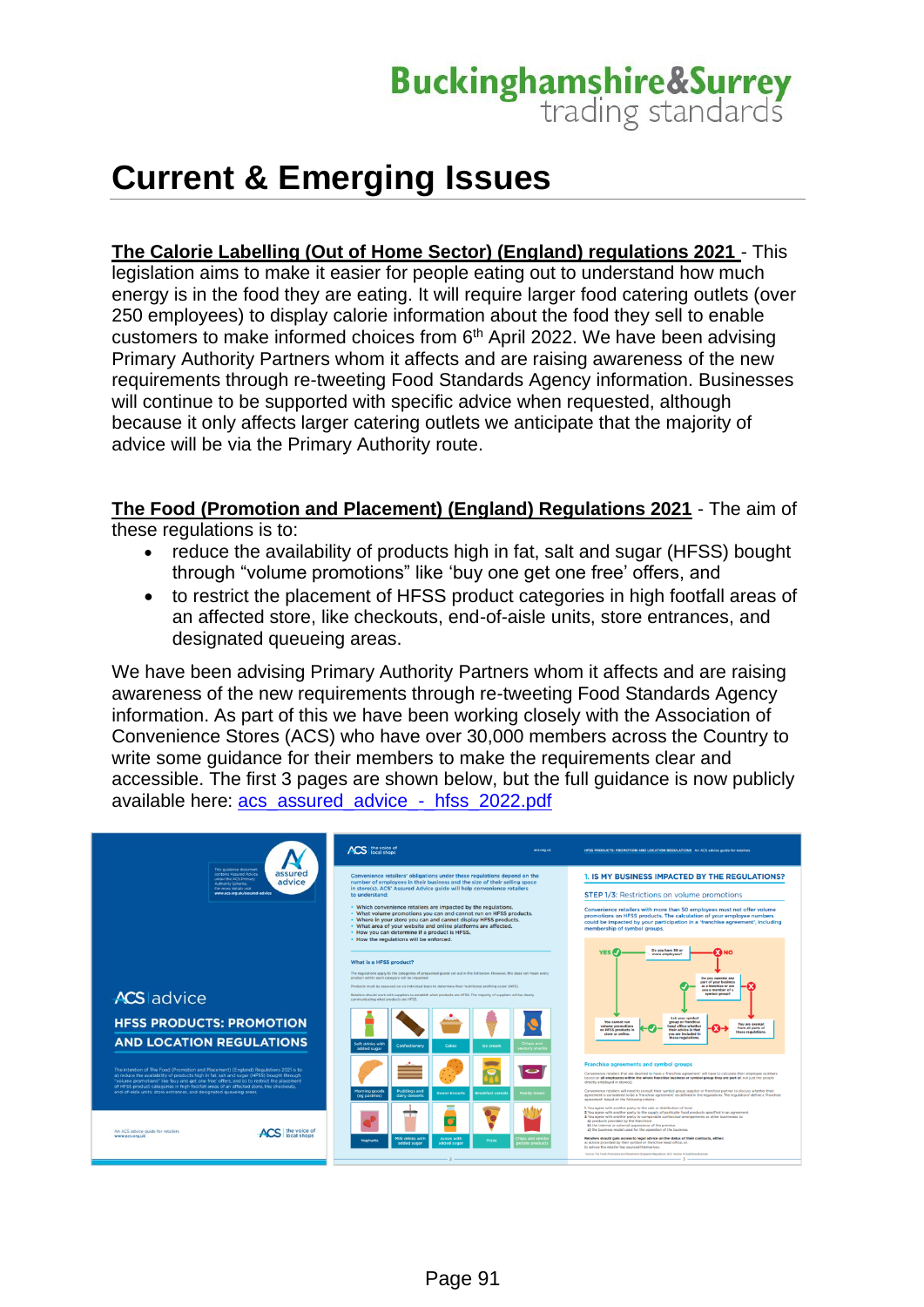Buckinghamshire&Surrey trading standards

# Current & Emerging Issues

**The Calorie Labelling (Out of Home Sector) (England) regulations 2021** - This legislation aims to make it easier for people eating out to understand how much energy is in the food they are eating. It will require larger food catering outlets (over 250 employees) to display calorie information about the food they sell to enable customers to make informed choices from 6th April 2022. We have been advising Primary Authority Partners whom it affects and are raising awareness of the new requirements through re-tweeting Food Standards Agency information. Businesses will continue to be supported with specific advice when requested, although because it only affects larger catering outlets we anticipate that the majority of advice will be via the Primary Authority route.

**The Food (Promotion and Placement) (England) Regulations 2021** - The aim of these regulations is to:

- reduce the availability of products high in fat, salt and sugar (HFSS) bought through "volume promotions" like 'buy one get one free' offers, and
- to restrict the placement of HFSS product categories in high footfall areas of an affected store, like checkouts, end-of-aisle units, store entrances, and designated queueing areas.

We have been advising Primary Authority Partners whom it affects and are raising awareness of the new requirements through re-tweeting Food Standards Agency information. As part of this we have been working closely with the Association of Convenience Stores (ACS) who have over 30,000 members across the Country to write some guidance for their members to make the requirements clear and accessible. The first 3 pages are shown below, but the full guidance is now publicly available here: acs_assured_advice_-_hfss_2022.pdf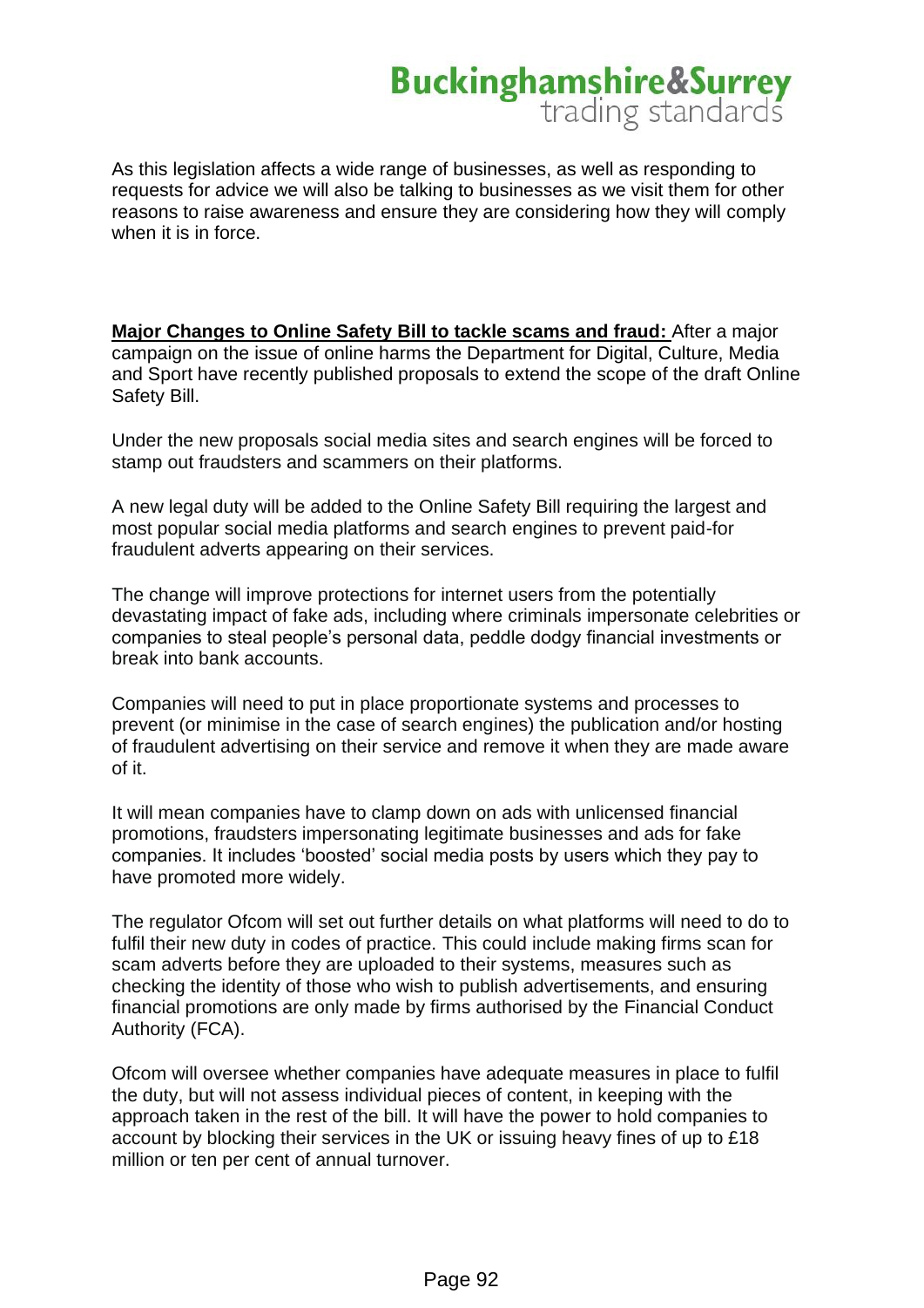As this legislation affects a wide range of businesses, as well as responding to requests for advice we will also be talking to businesses as we visit them for other reasons to raise awareness and ensure they are considering how they will comply when it is in force.

**Major Changes to Online Safety Bill to tackle scams and fraud:** After a major campaign on the issue of online harms the Department for Digital, Culture, Media and Sport have recently published proposals to extend the scope of the draft Online Safety Bill.

Under the new proposals social media sites and search engines will be forced to stamp out fraudsters and scammers on their platforms.

A new legal duty will be added to the Online Safety Bill requiring the largest and most popular social media platforms and search engines to prevent paid-for fraudulent adverts appearing on their services.

The change will improve protections for internet users from the potentially devastating impact of fake ads, including where criminals impersonate celebrities or companies to steal people's personal data, peddle dodgy financial investments or break into bank accounts.

Companies will need to put in place proportionate systems and processes to prevent (or minimise in the case of search engines) the publication and/or hosting of fraudulent advertising on their service and remove it when they are made aware of it.

It will mean companies have to clamp down on ads with unlicensed financial promotions, fraudsters impersonating legitimate businesses and ads for fake companies. It includes 'boosted' social media posts by users which they pay to have promoted more widely.

The regulator Ofcom will set out further details on what platforms will need to do to fulfil their new duty in codes of practice. This could include making firms scan for scam adverts before they are uploaded to their systems, measures such as checking the identity of those who wish to publish advertisements, and ensuring financial promotions are only made by firms authorised by the Financial Conduct Authority (FCA).

Ofcom will oversee whether companies have adequate measures in place to fulfil the duty, but will not assess individual pieces of content, in keeping with the approach taken in the rest of the bill. It will have the power to hold companies to account by blocking their services in the UK or issuing heavy fines of up to £18 million or ten per cent of annual turnover.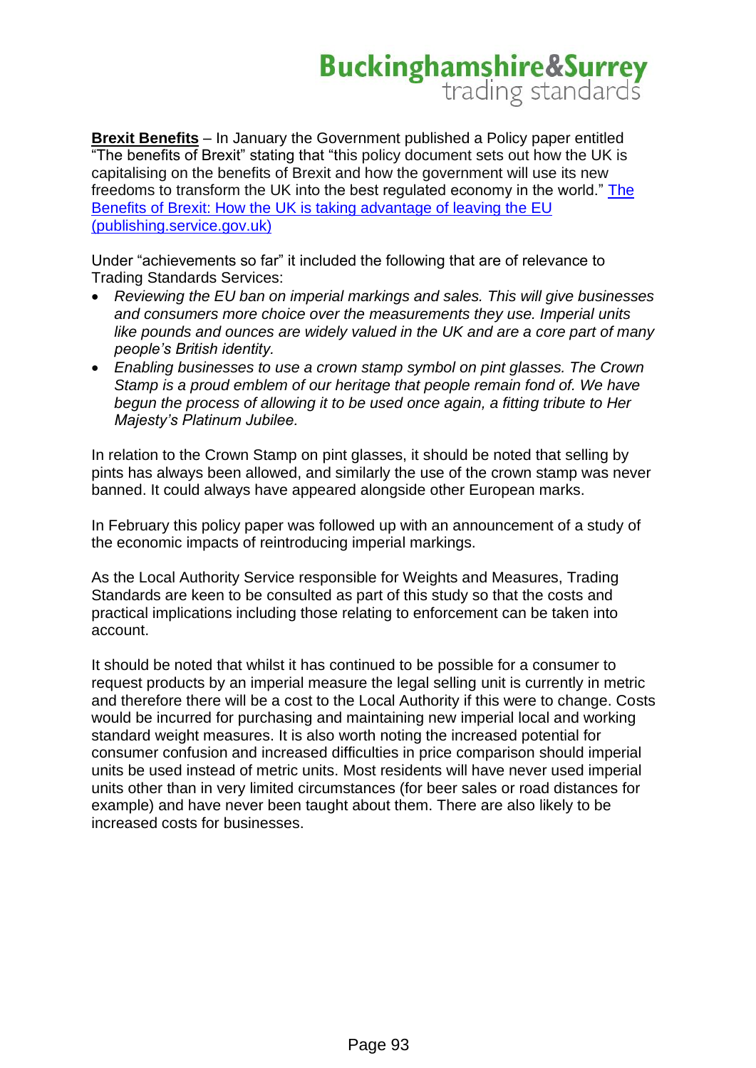**Brexit Benefits** – In January the Government published a Policy paper entitled "The benefits of Brexit" stating that "this policy document sets out how the UK is capitalising on the benefits of Brexit and how the government will use its new freedoms to transform the UK into the best regulated economy in the world." [The Benefits of Brexit: How the UK is taking advantage of leaving the EU (publishing.service.gov.uk)]()

Under "achievements so far" it included the following that are of relevance to Trading Standards Services:

- *Reviewing the EU ban on imperial markings and sales. This will give businesses and consumers more choice over the measurements they use. Imperial units like pounds and ounces are widely valued in the UK and are a core part of many people's British identity.*
- *Enabling businesses to use a crown stamp symbol on pint glasses. The Crown Stamp is a proud emblem of our heritage that people remain fond of. We have begun the process of allowing it to be used once again, a fitting tribute to Her Majesty's Platinum Jubilee.*

In relation to the Crown Stamp on pint glasses, it should be noted that selling by pints has always been allowed, and similarly the use of the crown stamp was never banned. It could always have appeared alongside other European marks.

In February this policy paper was followed up with an announcement of a study of the economic impacts of reintroducing imperial markings.

As the Local Authority Service responsible for Weights and Measures, Trading Standards are keen to be consulted as part of this study so that the costs and practical implications including those relating to enforcement can be taken into account.

It should be noted that whilst it has continued to be possible for a consumer to request products by an imperial measure the legal selling unit is currently in metric and therefore there will be a cost to the Local Authority if this were to change. Costs would be incurred for purchasing and maintaining new imperial local and working standard weight measures. It is also worth noting the increased potential for consumer confusion and increased difficulties in price comparison should imperial units be used instead of metric units. Most residents will have never used imperial units other than in very limited circumstances (for beer sales or road distances for example) and have never been taught about them. There are also likely to be increased costs for businesses.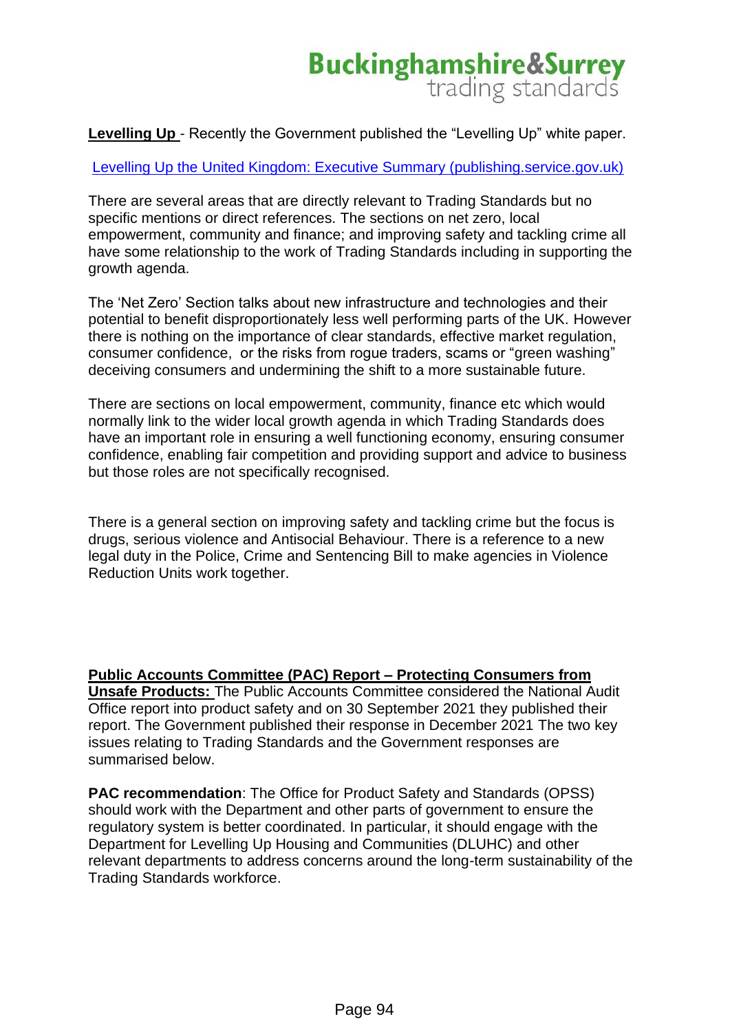**Levelling Up** - Recently the Government published the "Levelling Up" white paper.

[Levelling Up the United Kingdom: Executive Summary (publishing.service.gov.uk)](https://publishing.service.gov.uk)

There are several areas that are directly relevant to Trading Standards but no specific mentions or direct references. The sections on net zero, local empowerment, community and finance; and improving safety and tackling crime all have some relationship to the work of Trading Standards including in supporting the growth agenda.

The 'Net Zero' Section talks about new infrastructure and technologies and their potential to benefit disproportionately less well performing parts of the UK. However there is nothing on the importance of clear standards, effective market regulation, consumer confidence, or the risks from rogue traders, scams or "green washing" deceiving consumers and undermining the shift to a more sustainable future.

There are sections on local empowerment, community, finance etc which would normally link to the wider local growth agenda in which Trading Standards does have an important role in ensuring a well functioning economy, ensuring consumer confidence, enabling fair competition and providing support and advice to business but those roles are not specifically recognised.

There is a general section on improving safety and tackling crime but the focus is drugs, serious violence and Antisocial Behaviour. There is a reference to a new legal duty in the Police, Crime and Sentencing Bill to make agencies in Violence Reduction Units work together.

**Public Accounts Committee (PAC) Report – Protecting Consumers from Unsafe Products:** The Public Accounts Committee considered the National Audit Office report into product safety and on 30 September 2021 they published their report. The Government published their response in December 2021 The two key issues relating to Trading Standards and the Government responses are summarised below.

**PAC recommendation**: The Office for Product Safety and Standards (OPSS) should work with the Department and other parts of government to ensure the regulatory system is better coordinated. In particular, it should engage with the Department for Levelling Up Housing and Communities (DLUHC) and other relevant departments to address concerns around the long-term sustainability of the Trading Standards workforce.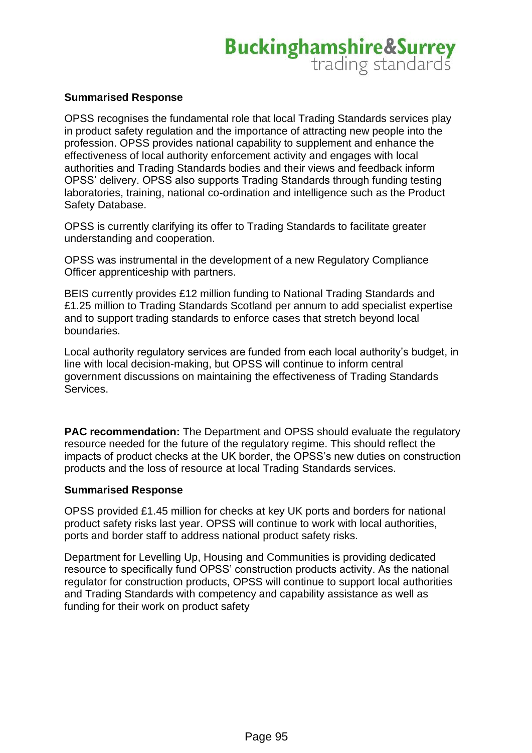**Summarised Response**

OPSS recognises the fundamental role that local Trading Standards services play in product safety regulation and the importance of attracting new people into the profession. OPSS provides national capability to supplement and enhance the effectiveness of local authority enforcement activity and engages with local authorities and Trading Standards bodies and their views and feedback inform OPSS' delivery. OPSS also supports Trading Standards through funding testing laboratories, training, national co-ordination and intelligence such as the Product Safety Database.

OPSS is currently clarifying its offer to Trading Standards to facilitate greater understanding and cooperation.

OPSS was instrumental in the development of a new Regulatory Compliance Officer apprenticeship with partners.

BEIS currently provides £12 million funding to National Trading Standards and £1.25 million to Trading Standards Scotland per annum to add specialist expertise and to support trading standards to enforce cases that stretch beyond local boundaries.

Local authority regulatory services are funded from each local authority's budget, in line with local decision-making, but OPSS will continue to inform central government discussions on maintaining the effectiveness of Trading Standards Services.

**PAC recommendation:** The Department and OPSS should evaluate the regulatory resource needed for the future of the regulatory regime. This should reflect the impacts of product checks at the UK border, the OPSS's new duties on construction products and the loss of resource at local Trading Standards services.

**Summarised Response**

OPSS provided £1.45 million for checks at key UK ports and borders for national product safety risks last year. OPSS will continue to work with local authorities, ports and border staff to address national product safety risks.

Department for Levelling Up, Housing and Communities is providing dedicated resource to specifically fund OPSS' construction products activity. As the national regulator for construction products, OPSS will continue to support local authorities and Trading Standards with competency and capability assistance as well as funding for their work on product safety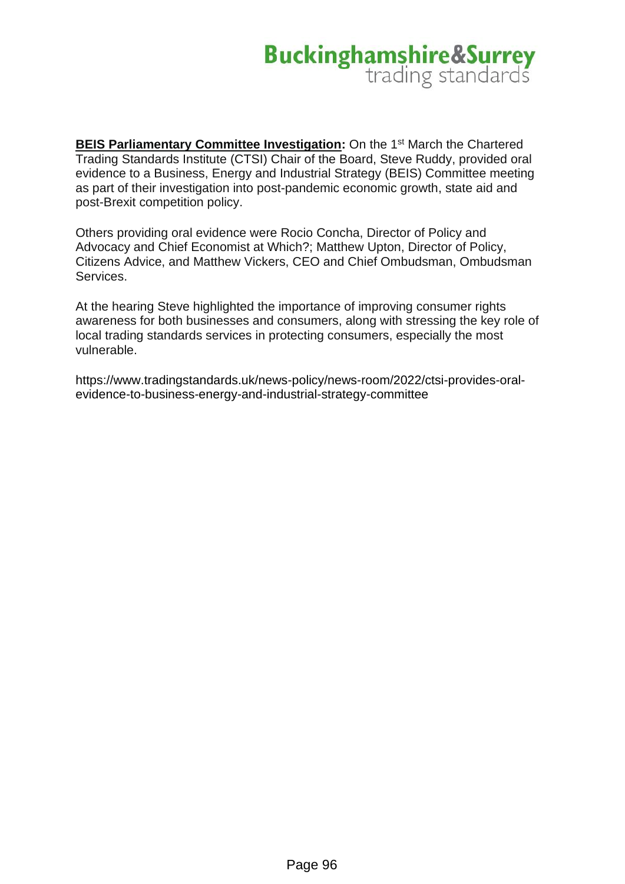**BEIS Parliamentary Committee Investigation:** On the 1st March the Chartered Trading Standards Institute (CTSI) Chair of the Board, Steve Ruddy, provided oral evidence to a Business, Energy and Industrial Strategy (BEIS) Committee meeting as part of their investigation into post-pandemic economic growth, state aid and post-Brexit competition policy.

Others providing oral evidence were Rocio Concha, Director of Policy and Advocacy and Chief Economist at Which?; Matthew Upton, Director of Policy, Citizens Advice, and Matthew Vickers, CEO and Chief Ombudsman, Ombudsman Services.

At the hearing Steve highlighted the importance of improving consumer rights awareness for both businesses and consumers, along with stressing the key role of local trading standards services in protecting consumers, especially the most vulnerable.

https://www.tradingstandards.uk/news-policy/news-room/2022/ctsi-provides-oral-evidence-to-business-energy-and-industrial-strategy-committee